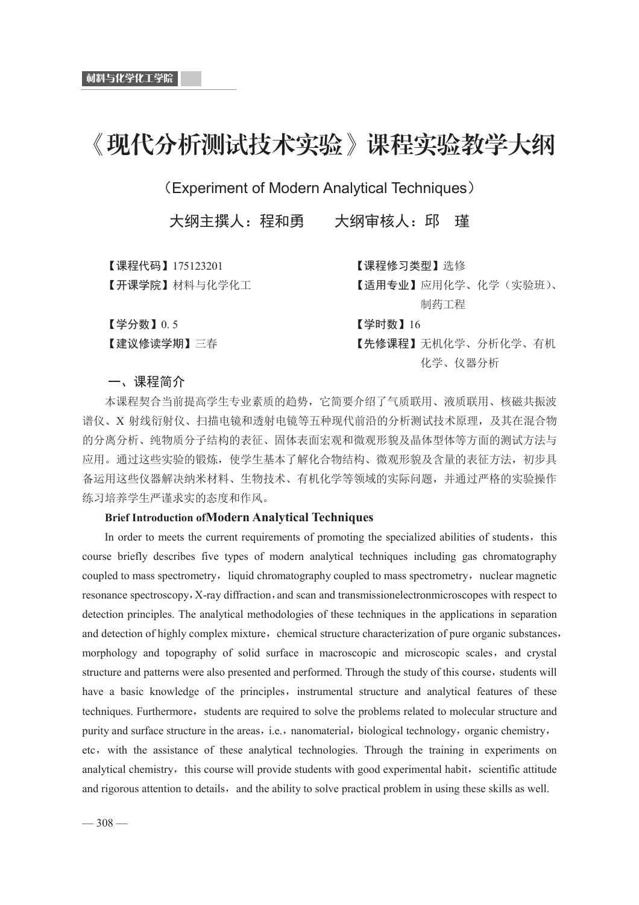# 《现代分析测试技术实验》课程实验教学大纲

（Experiment of Modern Analytical Techniques）

大纲主撰人：程和勇　　大纲审核人：邱　瑾

**【课程代码】**175123201

**【课程修习类型】**选修

**【开课学院】**材料与化学化工

**【适用专业】**应用化学、化学（实验班）、制药工程

**【学分数】**0. 5

**【学时数】**16

**【建议修读学期】**三春

**【先修课程】**无机化学、分析化学、有机化学、仪器分析

## 一、课程简介

本课程契合当前提高学生专业素质的趋势，它简要介绍了气质联用、液质联用、核磁共振波谱仪、X 射线衍射仪、扫描电镜和透射电镜等五种现代前沿的分析测试技术原理，及其在混合物的分离分析、纯物质分子结构的表征、固体表面宏观和微观形貌及晶体型体等方面的测试方法与应用。通过这些实验的锻炼，使学生基本了解化合物结构、微观形貌及含量的表征方法，初步具备运用这些仪器解决纳米材料、生物技术、有机化学等领域的实际问题，并通过严格的实验操作练习培养学生严谨求实的态度和作风。

**Brief Introduction ofModern Analytical Techniques**

In order to meets the current requirements of promoting the specialized abilities of students，this course briefly describes five types of modern analytical techniques including gas chromatography coupled to mass spectrometry，liquid chromatography coupled to mass spectrometry，nuclear magnetic resonance spectroscopy，X-ray diffraction，and scan and transmissionelectronmicroscopes with respect to detection principles. The analytical methodologies of these techniques in the applications in separation and detection of highly complex mixture，chemical structure characterization of pure organic substances，morphology and topography of solid surface in macroscopic and microscopic scales，and crystal structure and patterns were also presented and performed. Through the study of this course，students will have a basic knowledge of the principles，instrumental structure and analytical features of these techniques. Furthermore，students are required to solve the problems related to molecular structure and purity and surface structure in the areas，i.e.，nanomaterial，biological technology，organic chemistry，etc，with the assistance of these analytical technologies. Through the training in experiments on analytical chemistry，this course will provide students with good experimental habit，scientific attitude and rigorous attention to details，and the ability to solve practical problem in using these skills as well.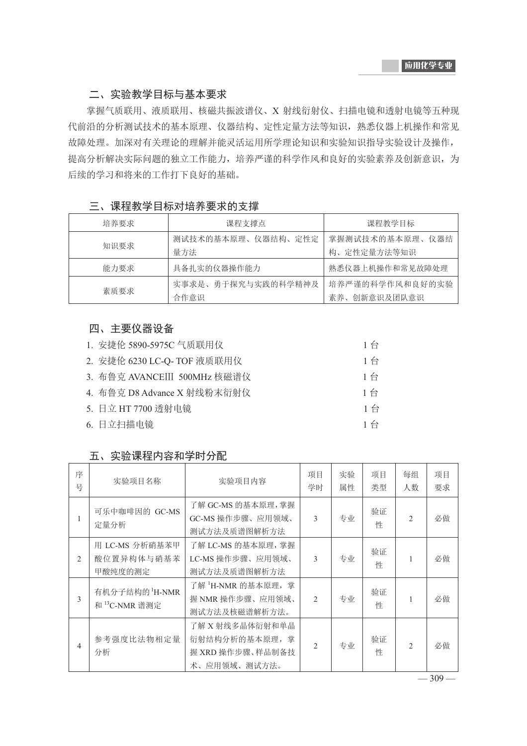## 二、实验教学目标与基本要求

掌握气质联用、液质联用、核磁共振波谱仪、X 射线衍射仪、扫描电镜和透射电镜等五种现代前沿的分析测试技术的基本原理、仪器结构、定性定量方法等知识，熟悉仪器上机操作和常见故障处理。加深对有关理论的理解并能灵活运用所学理论知识和实验知识指导实验设计及操作，提高分析解决实际问题的独立工作能力，培养严谨的科学作风和良好的实验素养及创新意识，为后续的学习和将来的工作打下良好的基础。

## 三、课程教学目标对培养要求的支撑

| 培养要求 | 课程支撑点 | 课程教学目标 |
| --- | --- | --- |
| 知识要求 | 测试技术的基本原理、仪器结构、定性定量方法 | 掌握测试技术的基本原理、仪器结构、定性定量方法等知识 |
| 能力要求 | 具备扎实的仪器操作能力 | 熟悉仪器上机操作和常见故障处理 |
| 素质要求 | 实事求是、勇于探究与实践的科学精神及合作意识 | 培养严谨的科学作风和良好的实验素养、创新意识及团队意识 |

## 四、主要仪器设备

1. 安捷伦 5890-5975C 气质联用仪　　1 台
2. 安捷伦 6230 LC-Q- TOF 液质联用仪　　1 台
3. 布鲁克 AVANCEⅢ 500MHz 核磁谱仪　　1 台
4. 布鲁克 D8 Advance X 射线粉末衍射仪　　1 台
5. 日立 HT 7700 透射电镜　　1 台
6. 日立扫描电镜　　1 台

## 五、实验课程内容和学时分配

| 序号 | 实验项目名称 | 实验项目内容 | 项目学时 | 实验属性 | 项目类型 | 每组人数 | 项目要求 |
| --- | --- | --- | --- | --- | --- | --- | --- |
| 1 | 可乐中咖啡因的 GC-MS 定量分析 | 了解 GC-MS 的基本原理，掌握 GC-MS 操作步骤、应用领域、测试方法及质谱图解析方法 | 3 | 专业 | 验证性 | 2 | 必做 |
| 2 | 用 LC-MS 分析硝基苯甲酸位置异构体与硝基苯甲酸纯度的测定 | 了解 LC-MS 的基本原理，掌握 LC-MS 操作步骤、应用领域、测试方法及质谱图解析方法 | 3 | 专业 | 验证性 | 1 | 必做 |
| 3 | 有机分子结构的 $^{1}$H-NMR 和 $^{13}$C-NMR 谱测定 | 了解 $^{1}$H-NMR 的基本原理，掌握 NMR 操作步骤、应用领域、测试方法及核磁谱解析方法。 | 2 | 专业 | 验证性 | 1 | 必做 |
| 4 | 参考强度比法物相定量分析 | 了解 X 射线多晶体衍射和单晶衍射结构分析的基本原理，掌握 XRD 操作步骤、样品制备技术、应用领域、测试方法。 | 2 | 专业 | 验证性 | 2 | 必做 |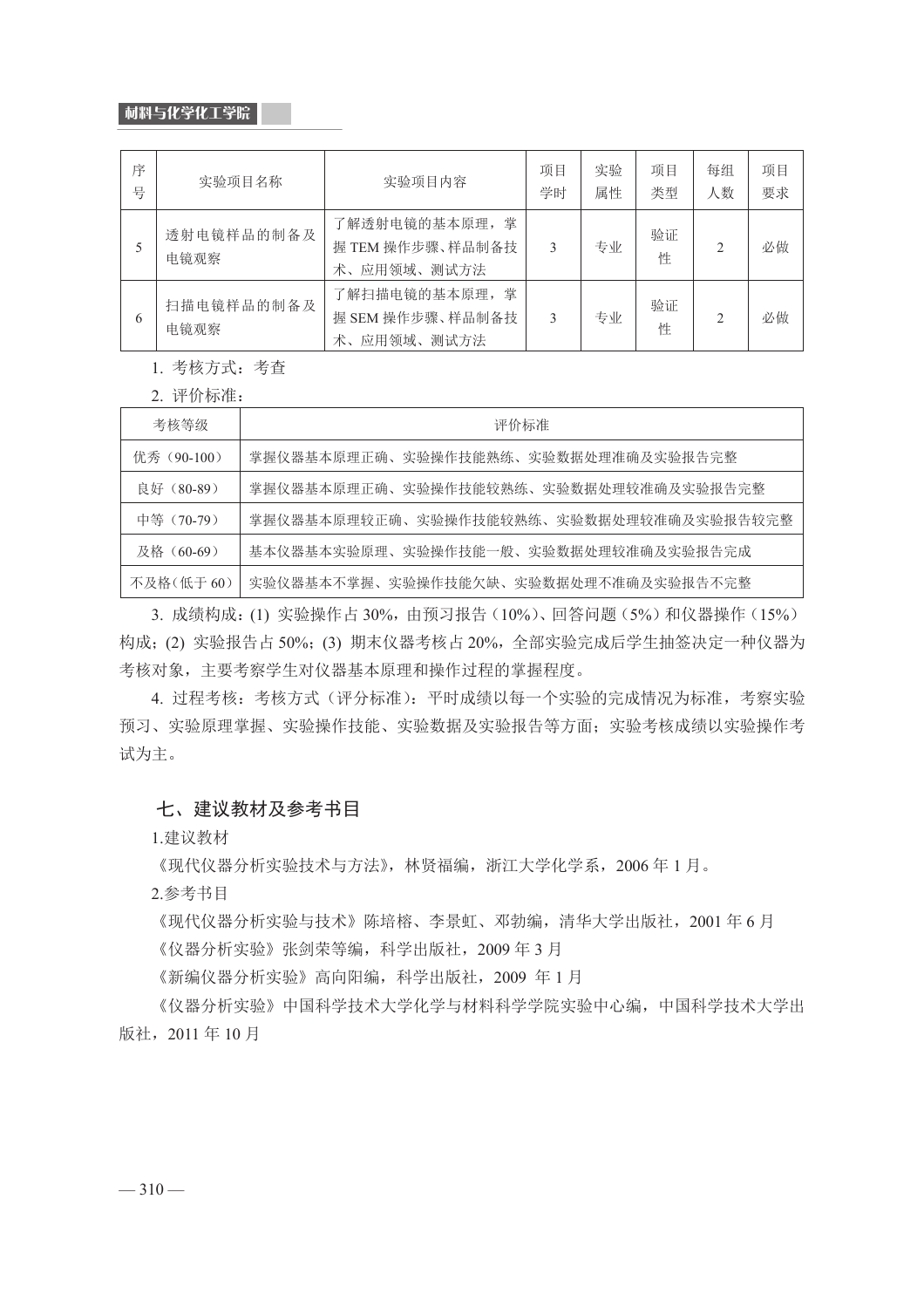| 序号 | 实验项目名称 | 实验项目内容 | 项目学时 | 实验属性 | 项目类型 | 每组人数 | 项目要求 |
| --- | --- | --- | --- | --- | --- | --- | --- |
| 5 | 透射电镜样品的制备及电镜观察 | 了解透射电镜的基本原理，掌握 TEM 操作步骤、样品制备技术、应用领域、测试方法 | 3 | 专业 | 验证性 | 2 | 必做 |
| 6 | 扫描电镜样品的制备及电镜观察 | 了解扫描电镜的基本原理，掌握 SEM 操作步骤、样品制备技术、应用领域、测试方法 | 3 | 专业 | 验证性 | 2 | 必做 |

1. 考核方式：考查

2. 评价标准：

| 考核等级 | 评价标准 |
| --- | --- |
| 优秀（90-100） | 掌握仪器基本原理正确、实验操作技能熟练、实验数据处理准确及实验报告完整 |
| 良好（80-89） | 掌握仪器基本原理正确、实验操作技能较熟练、实验数据处理较准确及实验报告完整 |
| 中等（70-79） | 掌握仪器基本原理较正确、实验操作技能较熟练、实验数据处理较准确及实验报告较完整 |
| 及格（60-69） | 基本仪器基本实验原理、实验操作技能一般、实验数据处理较准确及实验报告完成 |
| 不及格（低于 60） | 实验仪器基本不掌握、实验操作技能欠缺、实验数据处理不准确及实验报告不完整 |

3. 成绩构成：(1) 实验操作占 30%，由预习报告（10%）、回答问题（5%）和仪器操作（15%）构成；(2) 实验报告占 50%；(3) 期末仪器考核占 20%，全部实验完成后学生抽签决定一种仪器为考核对象，主要考察学生对仪器基本原理和操作过程的掌握程度。

4. 过程考核：考核方式（评分标准）：平时成绩以每一个实验的完成情况为标准，考察实验预习、实验原理掌握、实验操作技能、实验数据及实验报告等方面；实验考核成绩以实验操作考试为主。

## 七、建议教材及参考书目

1.建议教材

《现代仪器分析实验技术与方法》，林贤福编，浙江大学化学系，2006 年 1 月。

2.参考书目

《现代仪器分析实验与技术》陈培榕、李景虹、邓勃编，清华大学出版社，2001 年 6 月

《仪器分析实验》张剑荣等编，科学出版社，2009 年 3 月

《新编仪器分析实验》高向阳编，科学出版社，2009 年 1 月

《仪器分析实验》中国科学技术大学化学与材料科学学院实验中心编，中国科学技术大学出版社，2011 年 10 月